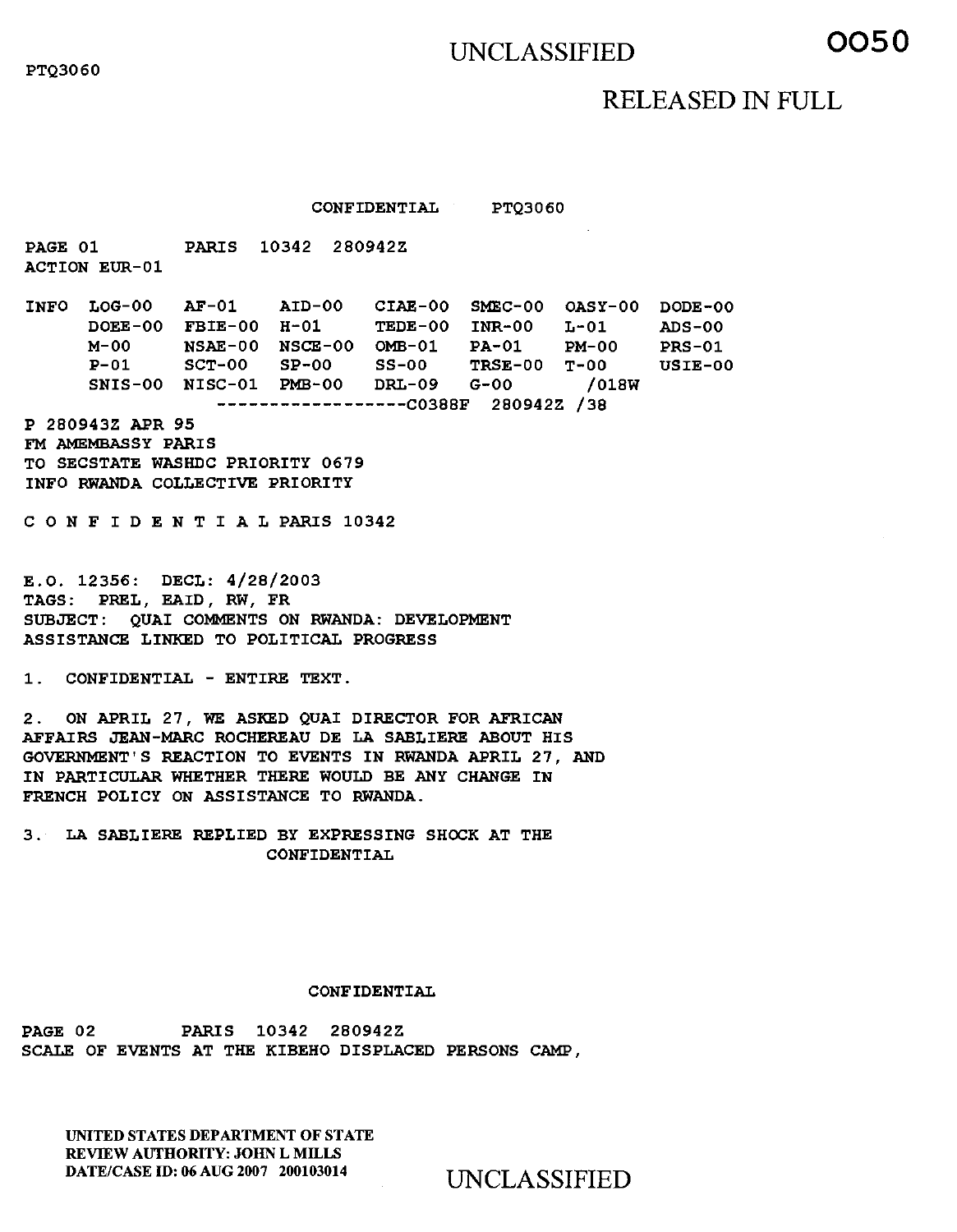UNCLASSIFIED

RELEASED IN FULL

PTQ3060

CONFIDENTIAL PTQ3060

PAGE 01 PARIS 10342 280942Z
ACTION EUR-01

```
INFO  LOG-00   AF-01    AID-00   CIAE-00  SMEC-00  OASY-00  DODE-00
      DOEE-00  FBIE-00  H-01     TEDE-00  INR-00   L-01     ADS-00
      M-00     NSAE-00  NSCE-00  OMB-01   PA-01    PM-00    PRS-01
      P-01     SCT-00   SP-00    SS-00    TRSE-00  T-00     USIE-00
      SNIS-00  NISC-01  PMB-00   DRL-09   G-00      /018W
                    ------------------C0388F  280942Z /38
```

P 280943Z APR 95
FM AMEMBASSY PARIS
TO SECSTATE WASHDC PRIORITY 0679
INFO RWANDA COLLECTIVE PRIORITY

C O N F I D E N T I A L PARIS 10342

E.O. 12356: DECL: 4/28/2003
TAGS: PREL, EAID, RW, FR
SUBJECT: QUAI COMMENTS ON RWANDA: DEVELOPMENT ASSISTANCE LINKED TO POLITICAL PROGRESS

1. CONFIDENTIAL - ENTIRE TEXT.

2. ON APRIL 27, WE ASKED QUAI DIRECTOR FOR AFRICAN AFFAIRS JEAN-MARC ROCHEREAU DE LA SABLIERE ABOUT HIS GOVERNMENT'S REACTION TO EVENTS IN RWANDA APRIL 27, AND IN PARTICULAR WHETHER THERE WOULD BE ANY CHANGE IN FRENCH POLICY ON ASSISTANCE TO RWANDA.

3. LA SABLIERE REPLIED BY EXPRESSING SHOCK AT THE
CONFIDENTIAL

CONFIDENTIAL

PAGE 02 PARIS 10342 280942Z
SCALE OF EVENTS AT THE KIBEHO DISPLACED PERSONS CAMP,

UNITED STATES DEPARTMENT OF STATE
REVIEW AUTHORITY: JOHN L MILLS
DATE/CASE ID: 06 AUG 2007 200103014

UNCLASSIFIED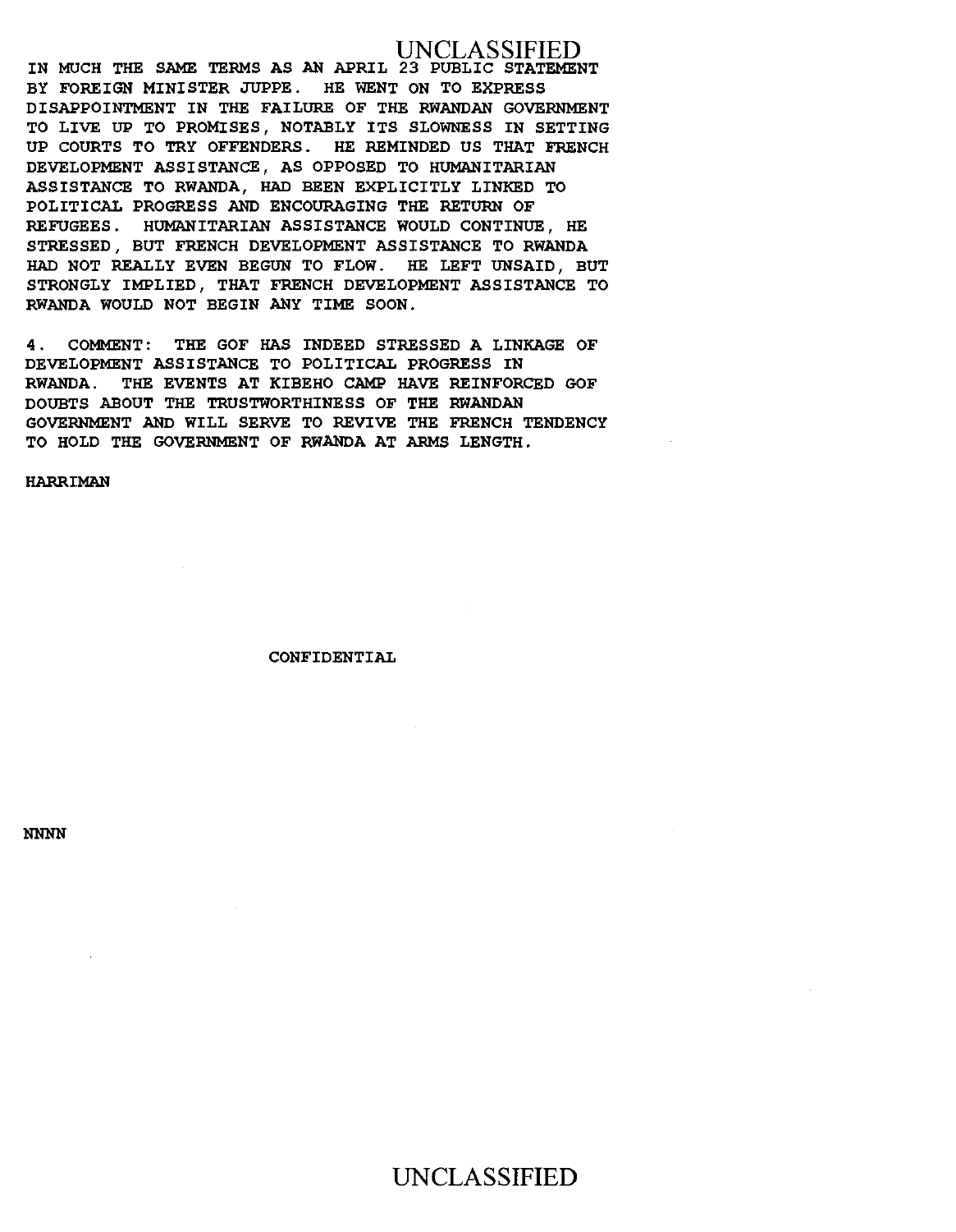IN MUCH THE SAME TERMS AS AN APRIL 23 PUBLIC STATEMENT BY FOREIGN MINISTER JUPPE. HE WENT ON TO EXPRESS DISAPPOINTMENT IN THE FAILURE OF THE RWANDAN GOVERNMENT TO LIVE UP TO PROMISES, NOTABLY ITS SLOWNESS IN SETTING UP COURTS TO TRY OFFENDERS. HE REMINDED US THAT FRENCH DEVELOPMENT ASSISTANCE, AS OPPOSED TO HUMANITARIAN ASSISTANCE TO RWANDA, HAD BEEN EXPLICITLY LINKED TO POLITICAL PROGRESS AND ENCOURAGING THE RETURN OF REFUGEES. HUMANITARIAN ASSISTANCE WOULD CONTINUE, HE STRESSED, BUT FRENCH DEVELOPMENT ASSISTANCE TO RWANDA HAD NOT REALLY EVEN BEGUN TO FLOW. HE LEFT UNSAID, BUT STRONGLY IMPLIED, THAT FRENCH DEVELOPMENT ASSISTANCE TO RWANDA WOULD NOT BEGIN ANY TIME SOON.

4. COMMENT: THE GOF HAS INDEED STRESSED A LINKAGE OF DEVELOPMENT ASSISTANCE TO POLITICAL PROGRESS IN RWANDA. THE EVENTS AT KIBEHO CAMP HAVE REINFORCED GOF DOUBTS ABOUT THE TRUSTWORTHINESS OF THE RWANDAN GOVERNMENT AND WILL SERVE TO REVIVE THE FRENCH TENDENCY TO HOLD THE GOVERNMENT OF RWANDA AT ARMS LENGTH.

HARRIMAN

CONFIDENTIAL

NNNN